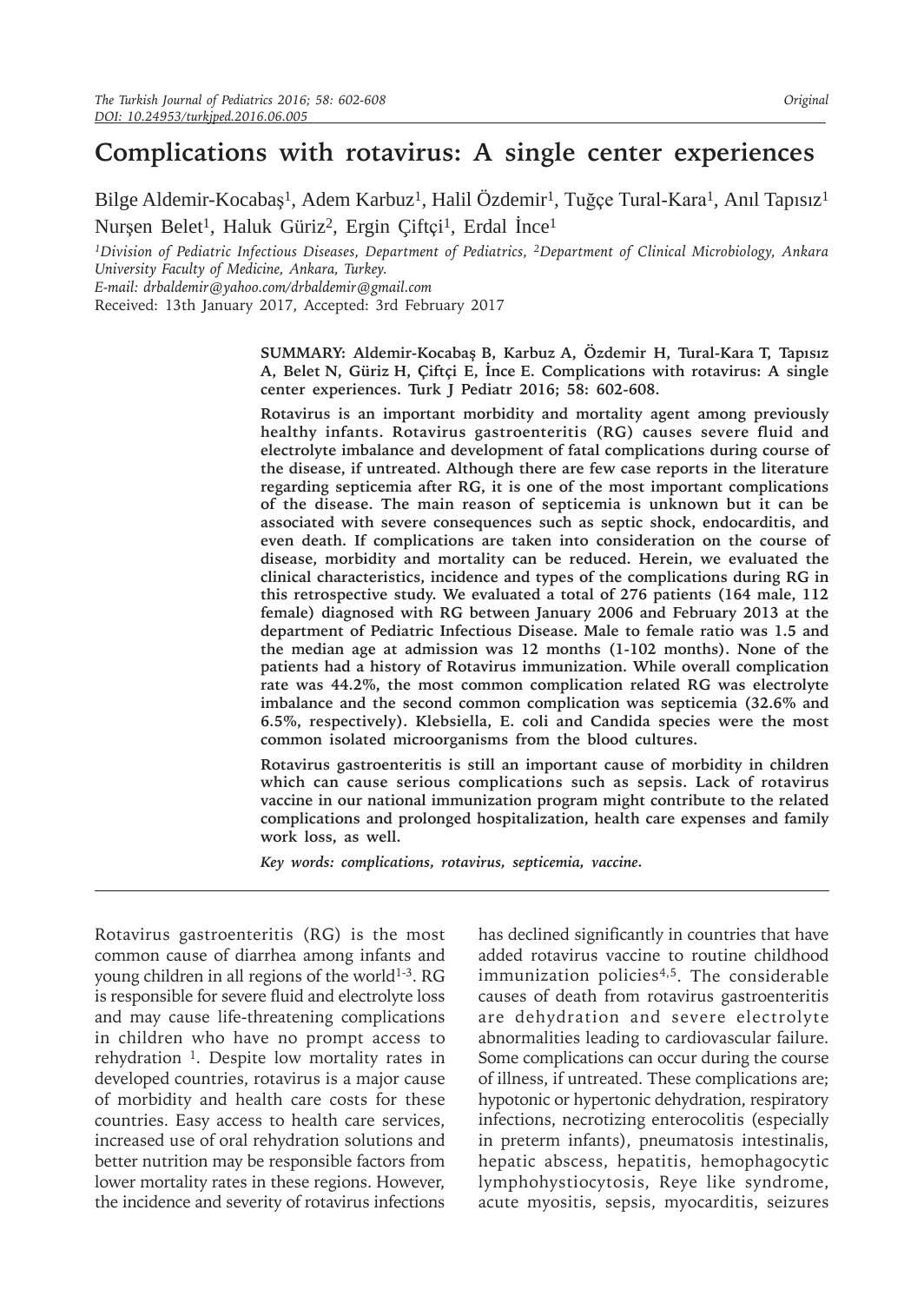# Complications with rotavirus: A single center experiences

Bilge Aldemir-Kocabaş[1], Adem Karbuz[1], Halil Özdemir[1], Tuğçe Tural-Kara[1], Anıl Tapısız[1] Nurşen Belet[1], Haluk Güriz[2], Ergin Çiftçi[1], Erdal İnce[1]

*[1]Division of Pediatric Infectious Diseases, Department of Pediatrics, [2]Department of Clinical Microbiology, Ankara University Faculty of Medicine, Ankara, Turkey.*

*E-mail: drbaldemir@yahoo.com/drbaldemir@gmail.com*

Received: 13th January 2017, Accepted: 3rd February 2017

**SUMMARY: Aldemir-Kocabaş B, Karbuz A, Özdemir H, Tural-Kara T, Tapısız A, Belet N, Güriz H, Çiftçi E, İnce E. Complications with rotavirus: A single center experiences. Turk J Pediatr 2016; 58: 602-608.**

**Rotavirus is an important morbidity and mortality agent among previously healthy infants. Rotavirus gastroenteritis (RG) causes severe fluid and electrolyte imbalance and development of fatal complications during course of the disease, if untreated. Although there are few case reports in the literature regarding septicemia after RG, it is one of the most important complications of the disease. The main reason of septicemia is unknown but it can be associated with severe consequences such as septic shock, endocarditis, and even death. If complications are taken into consideration on the course of disease, morbidity and mortality can be reduced. Herein, we evaluated the clinical characteristics, incidence and types of the complications during RG in this retrospective study. We evaluated a total of 276 patients (164 male, 112 female) diagnosed with RG between January 2006 and February 2013 at the department of Pediatric Infectious Disease. Male to female ratio was 1.5 and the median age at admission was 12 months (1-102 months). None of the patients had a history of Rotavirus immunization. While overall complication rate was 44.2%, the most common complication related RG was electrolyte imbalance and the second common complication was septicemia (32.6% and 6.5%, respectively). Klebsiella, E. coli and Candida species were the most common isolated microorganisms from the blood cultures.**

**Rotavirus gastroenteritis is still an important cause of morbidity in children which can cause serious complications such as sepsis. Lack of rotavirus vaccine in our national immunization program might contribute to the related complications and prolonged hospitalization, health care expenses and family work loss, as well.**

***Key words: complications, rotavirus, septicemia, vaccine.***

Rotavirus gastroenteritis (RG) is the most common cause of diarrhea among infants and young children in all regions of the world[1-3]. RG is responsible for severe fluid and electrolyte loss and may cause life-threatening complications in children who have no prompt access to rehydration [1]. Despite low mortality rates in developed countries, rotavirus is a major cause of morbidity and health care costs for these countries. Easy access to health care services, increased use of oral rehydration solutions and better nutrition may be responsible factors from lower mortality rates in these regions. However, the incidence and severity of rotavirus infections has declined significantly in countries that have added rotavirus vaccine to routine childhood immunization policies[4,5]. The considerable causes of death from rotavirus gastroenteritis are dehydration and severe electrolyte abnormalities leading to cardiovascular failure. Some complications can occur during the course of illness, if untreated. These complications are; hypotonic or hypertonic dehydration, respiratory infections, necrotizing enterocolitis (especially in preterm infants), pneumatosis intestinalis, hepatic abscess, hepatitis, hemophagocytic lymphohystiocytosis, Reye like syndrome, acute myositis, sepsis, myocarditis, seizures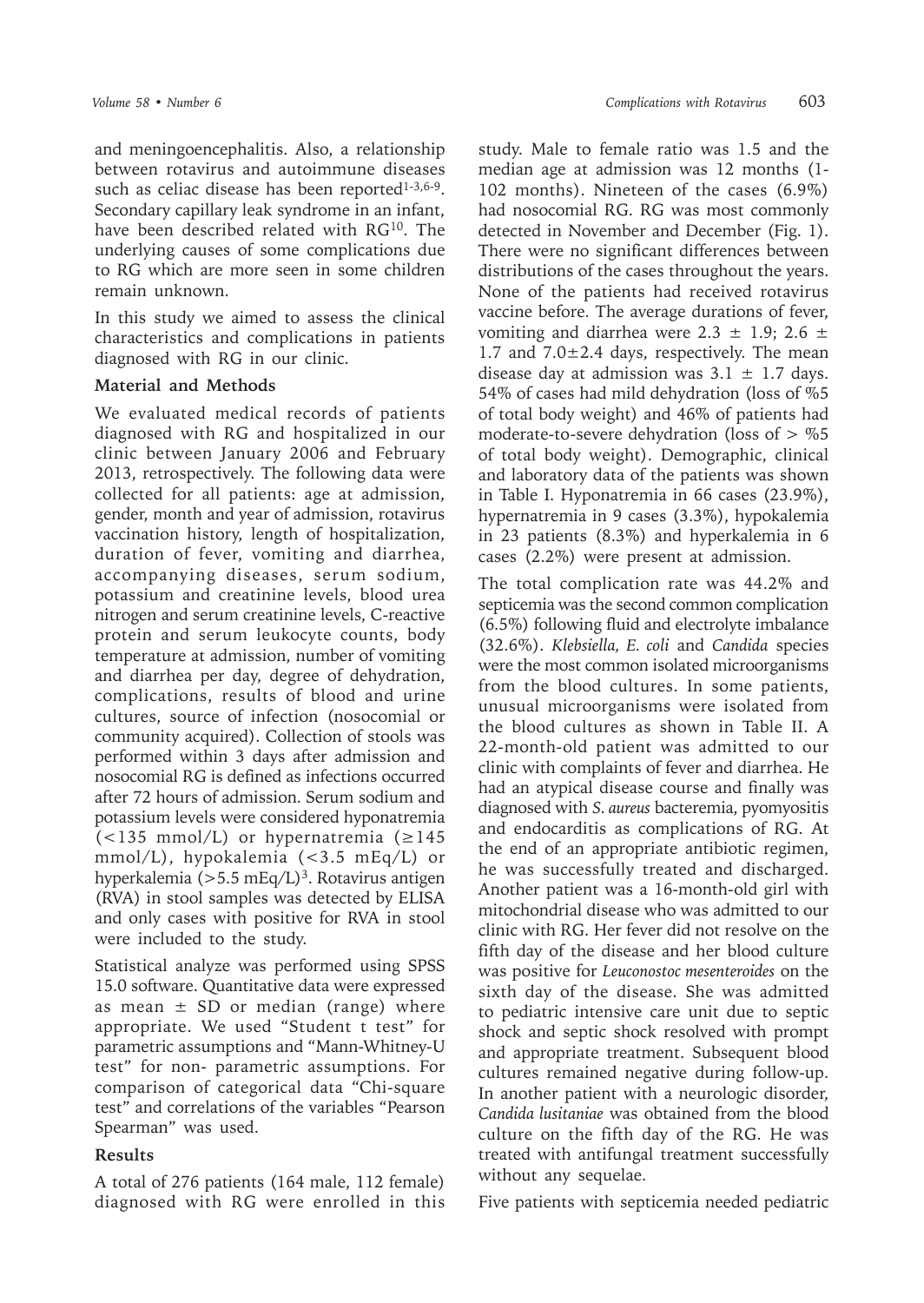and meningoencephalitis. Also, a relationship between rotavirus and autoimmune diseases such as celiac disease has been reported[1-3,6-9]. Secondary capillary leak syndrome in an infant, have been described related with RG[10]. The underlying causes of some complications due to RG which are more seen in some children remain unknown.

In this study we aimed to assess the clinical characteristics and complications in patients diagnosed with RG in our clinic.

## Material and Methods

We evaluated medical records of patients diagnosed with RG and hospitalized in our clinic between January 2006 and February 2013, retrospectively. The following data were collected for all patients: age at admission, gender, month and year of admission, rotavirus vaccination history, length of hospitalization, duration of fever, vomiting and diarrhea, accompanying diseases, serum sodium, potassium and creatinine levels, blood urea nitrogen and serum creatinine levels, C-reactive protein and serum leukocyte counts, body temperature at admission, number of vomiting and diarrhea per day, degree of dehydration, complications, results of blood and urine cultures, source of infection (nosocomial or community acquired). Collection of stools was performed within 3 days after admission and nosocomial RG is defined as infections occurred after 72 hours of admission. Serum sodium and potassium levels were considered hyponatremia (<135 mmol/L) or hypernatremia (≥145 mmol/L), hypokalemia (<3.5 mEq/L) or hyperkalemia (>5.5 mEq/L)[3]. Rotavirus antigen (RVA) in stool samples was detected by ELISA and only cases with positive for RVA in stool were included to the study.

Statistical analyze was performed using SPSS 15.0 software. Quantitative data were expressed as mean ± SD or median (range) where appropriate. We used "Student t test" for parametric assumptions and "Mann-Whitney-U test" for non- parametric assumptions. For comparison of categorical data "Chi-square test" and correlations of the variables "Pearson Spearman" was used.

## Results

A total of 276 patients (164 male, 112 female) diagnosed with RG were enrolled in this study. Male to female ratio was 1.5 and the median age at admission was 12 months (1-102 months). Nineteen of the cases (6.9%) had nosocomial RG. RG was most commonly detected in November and December (Fig. 1). There were no significant differences between distributions of the cases throughout the years. None of the patients had received rotavirus vaccine before. The average durations of fever, vomiting and diarrhea were 2.3 ± 1.9; 2.6 ± 1.7 and 7.0±2.4 days, respectively. The mean disease day at admission was 3.1 ± 1.7 days. 54% of cases had mild dehydration (loss of %5 of total body weight) and 46% of patients had moderate-to-severe dehydration (loss of > %5 of total body weight). Demographic, clinical and laboratory data of the patients was shown in Table I. Hyponatremia in 66 cases (23.9%), hypernatremia in 9 cases (3.3%), hypokalemia in 23 patients (8.3%) and hyperkalemia in 6 cases (2.2%) were present at admission.

The total complication rate was 44.2% and septicemia was the second common complication (6.5%) following fluid and electrolyte imbalance (32.6%). *Klebsiella, E. coli* and *Candida* species were the most common isolated microorganisms from the blood cultures. In some patients, unusual microorganisms were isolated from the blood cultures as shown in Table II. A 22-month-old patient was admitted to our clinic with complaints of fever and diarrhea. He had an atypical disease course and finally was diagnosed with *S. aureus* bacteremia, pyomyositis and endocarditis as complications of RG. At the end of an appropriate antibiotic regimen, he was successfully treated and discharged. Another patient was a 16-month-old girl with mitochondrial disease who was admitted to our clinic with RG. Her fever did not resolve on the fifth day of the disease and her blood culture was positive for *Leuconostoc mesenteroides* on the sixth day of the disease. She was admitted to pediatric intensive care unit due to septic shock and septic shock resolved with prompt and appropriate treatment. Subsequent blood cultures remained negative during follow-up. In another patient with a neurologic disorder, *Candida lusitaniae* was obtained from the blood culture on the fifth day of the RG. He was treated with antifungal treatment successfully without any sequelae.

Five patients with septicemia needed pediatric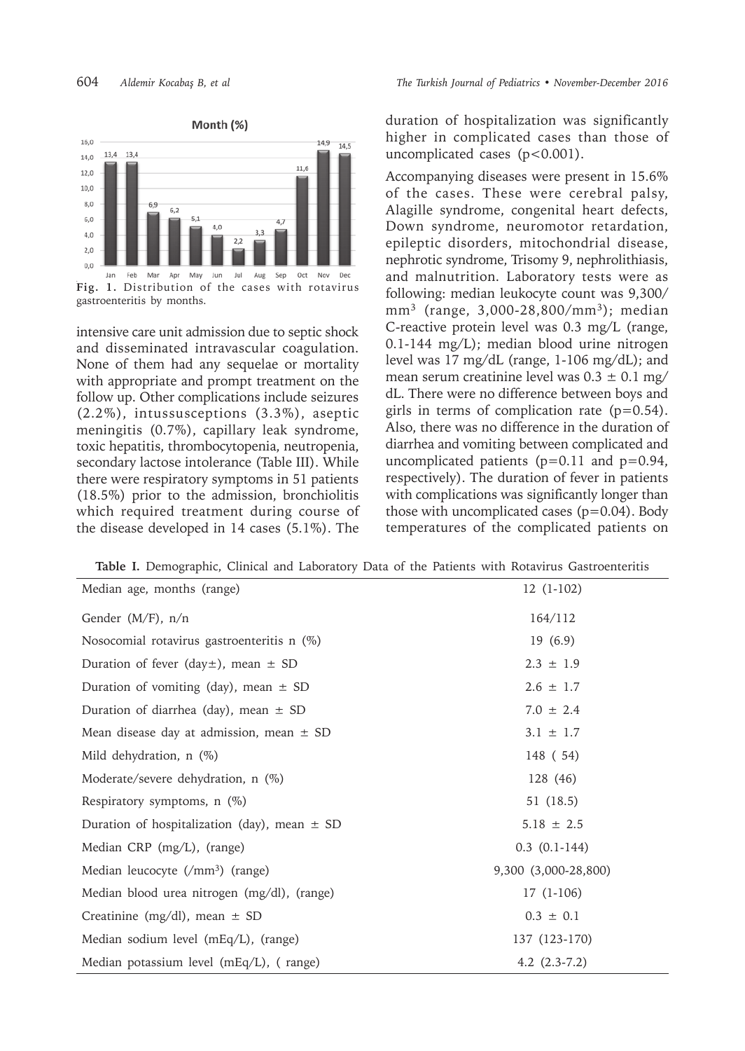Fig. 1. Distribution of the cases with rotavirus gastroenteritis by months.

intensive care unit admission due to septic shock and disseminated intravascular coagulation. None of them had any sequelae or mortality with appropriate and prompt treatment on the follow up. Other complications include seizures (2.2%), intussusceptions (3.3%), aseptic meningitis (0.7%), capillary leak syndrome, toxic hepatitis, thrombocytopenia, neutropenia, secondary lactose intolerance (Table III). While there were respiratory symptoms in 51 patients (18.5%) prior to the admission, bronchiolitis which required treatment during course of the disease developed in 14 cases (5.1%). The duration of hospitalization was significantly higher in complicated cases than those of uncomplicated cases ($p<0.001$).

Accompanying diseases were present in 15.6% of the cases. These were cerebral palsy, Alagille syndrome, congenital heart defects, Down syndrome, neuromotor retardation, epileptic disorders, mitochondrial disease, nephrotic syndrome, Trisomy 9, nephrolithiasis, and malnutrition. Laboratory tests were as following: median leukocyte count was 9,300/mm$^3$ (range, 3,000-28,800/mm$^3$); median C-reactive protein level was 0.3 mg/L (range, 0.1-144 mg/L); median blood urine nitrogen level was 17 mg/dL (range, 1-106 mg/dL); and mean serum creatinine level was $0.3 \pm 0.1$ mg/dL. There were no difference between boys and girls in terms of complication rate ($p=0.54$). Also, there was no difference in the duration of diarrhea and vomiting between complicated and uncomplicated patients ($p=0.11$ and $p=0.94$, respectively). The duration of fever in patients with complications was significantly longer than those with uncomplicated cases ($p=0.04$). Body temperatures of the complicated patients on

**Table I.** Demographic, Clinical and Laboratory Data of the Patients with Rotavirus Gastroenteritis

| | |
|---|---|
| Median age, months (range) | 12 (1-102) |
| Gender (M/F), n/n | 164/112 |
| Nosocomial rotavirus gastroenteritis n (%) | 19 (6.9) |
| Duration of fever (day±), mean ± SD | 2.3 ± 1.9 |
| Duration of vomiting (day), mean ± SD | 2.6 ± 1.7 |
| Duration of diarrhea (day), mean ± SD | 7.0 ± 2.4 |
| Mean disease day at admission, mean ± SD | 3.1 ± 1.7 |
| Mild dehydration, n (%) | 148 ( 54) |
| Moderate/severe dehydration, n (%) | 128 (46) |
| Respiratory symptoms, n (%) | 51 (18.5) |
| Duration of hospitalization (day), mean ± SD | 5.18 ± 2.5 |
| Median CRP (mg/L), (range) | 0.3 (0.1-144) |
| Median leucocyte (/mm$^3$) (range) | 9,300 (3,000-28,800) |
| Median blood urea nitrogen (mg/dl), (range) | 17 (1-106) |
| Creatinine (mg/dl), mean ± SD | 0.3 ± 0.1 |
| Median sodium level (mEq/L), (range) | 137 (123-170) |
| Median potassium level (mEq/L), ( range) | 4.2 (2.3-7.2) |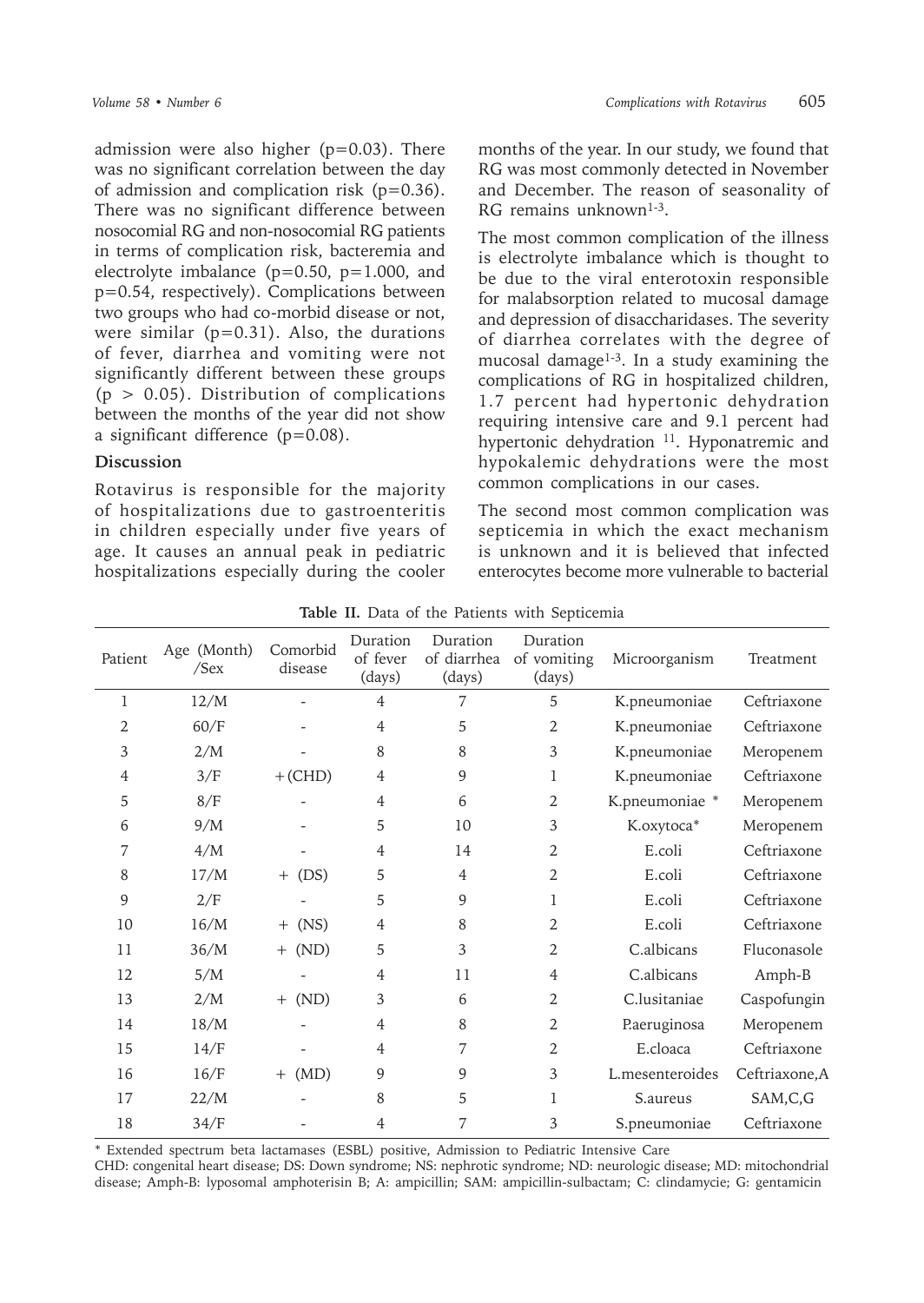admission were also higher (p=0.03). There was no significant correlation between the day of admission and complication risk (p=0.36). There was no significant difference between nosocomial RG and non-nosocomial RG patients in terms of complication risk, bacteremia and electrolyte imbalance (p=0.50, p=1.000, and p=0.54, respectively). Complications between two groups who had co-morbid disease or not, were similar (p=0.31). Also, the durations of fever, diarrhea and vomiting were not significantly different between these groups (p > 0.05). Distribution of complications between the months of the year did not show a significant difference (p=0.08).

## Discussion

Rotavirus is responsible for the majority of hospitalizations due to gastroenteritis in children especially under five years of age. It causes an annual peak in pediatric hospitalizations especially during the cooler months of the year. In our study, we found that RG was most commonly detected in November and December. The reason of seasonality of RG remains unknown[1-3].

The most common complication of the illness is electrolyte imbalance which is thought to be due to the viral enterotoxin responsible for malabsorption related to mucosal damage and depression of disaccharidases. The severity of diarrhea correlates with the degree of mucosal damage[1-3]. In a study examining the complications of RG in hospitalized children, 1.7 percent had hypertonic dehydration requiring intensive care and 9.1 percent had hypertonic dehydration [11]. Hyponatremic and hypokalemic dehydrations were the most common complications in our cases.

The second most common complication was septicemia in which the exact mechanism is unknown and it is believed that infected enterocytes become more vulnerable to bacterial

**Table II.** Data of the Patients with Septicemia

| Patient | Age (Month) /Sex | Comorbid disease | Duration of fever (days) | Duration of diarrhea (days) | Duration of vomiting (days) | Microorganism | Treatment |
|---|---|---|---|---|---|---|---|
| 1 | 12/M | - | 4 | 7 | 5 | K.pneumoniae | Ceftriaxone |
| 2 | 60/F | - | 4 | 5 | 2 | K.pneumoniae | Ceftriaxone |
| 3 | 2/M | - | 8 | 8 | 3 | K.pneumoniae | Meropenem |
| 4 | 3/F | +(CHD) | 4 | 9 | 1 | K.pneumoniae | Ceftriaxone |
| 5 | 8/F | - | 4 | 6 | 2 | K.pneumoniae * | Meropenem |
| 6 | 9/M | - | 5 | 10 | 3 | K.oxytoca* | Meropenem |
| 7 | 4/M | - | 4 | 14 | 2 | E.coli | Ceftriaxone |
| 8 | 17/M | + (DS) | 5 | 4 | 2 | E.coli | Ceftriaxone |
| 9 | 2/F | - | 5 | 9 | 1 | E.coli | Ceftriaxone |
| 10 | 16/M | + (NS) | 4 | 8 | 2 | E.coli | Ceftriaxone |
| 11 | 36/M | + (ND) | 5 | 3 | 2 | C.albicans | Fluconasole |
| 12 | 5/M | - | 4 | 11 | 4 | C.albicans | Amph-B |
| 13 | 2/M | + (ND) | 3 | 6 | 2 | C.lusitaniae | Caspofungin |
| 14 | 18/M | - | 4 | 8 | 2 | P.aeruginosa | Meropenem |
| 15 | 14/F | - | 4 | 7 | 2 | E.cloaca | Ceftriaxone |
| 16 | 16/F | + (MD) | 9 | 9 | 3 | L.mesenteroides | Ceftriaxone,A |
| 17 | 22/M | - | 8 | 5 | 1 | S.aureus | SAM,C,G |
| 18 | 34/F | - | 4 | 7 | 3 | S.pneumoniae | Ceftriaxone |

* Extended spectrum beta lactamases (ESBL) positive, Admission to Pediatric Intensive Care

CHD: congenital heart disease; DS: Down syndrome; NS: nephrotic syndrome; ND: neurologic disease; MD: mitochondrial disease; Amph-B: lyposomal amphoterisin B; A: ampicillin; SAM: ampicillin-sulbactam; C: clindamycie; G: gentamicin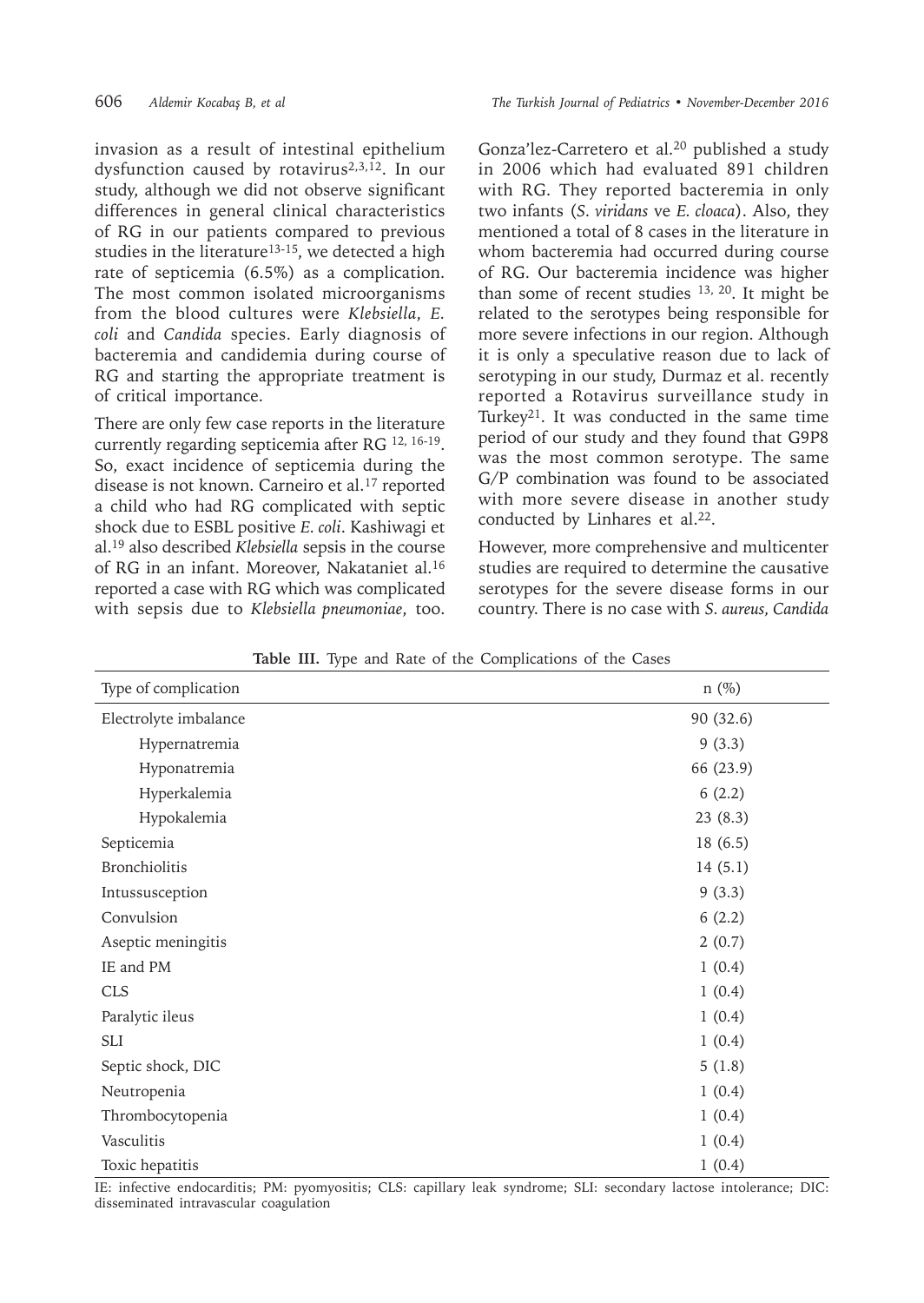invasion as a result of intestinal epithelium dysfunction caused by rotavirus[2,3,12]. In our study, although we did not observe significant differences in general clinical characteristics of RG in our patients compared to previous studies in the literature[13-15], we detected a high rate of septicemia (6.5%) as a complication. The most common isolated microorganisms from the blood cultures were *Klebsiella*, *E. coli* and *Candida* species. Early diagnosis of bacteremia and candidemia during course of RG and starting the appropriate treatment is of critical importance.

There are only few case reports in the literature currently regarding septicemia after RG [12, 16-19]. So, exact incidence of septicemia during the disease is not known. Carneiro et al.[17] reported a child who had RG complicated with septic shock due to ESBL positive *E. coli*. Kashiwagi et al.[19] also described *Klebsiella* sepsis in the course of RG in an infant. Moreover, Nakataniet al.[16] reported a case with RG which was complicated with sepsis due to *Klebsiella pneumoniae*, too. Gonza'lez-Carretero et al.[20] published a study in 2006 which had evaluated 891 children with RG. They reported bacteremia in only two infants (*S. viridans* ve *E. cloaca*). Also, they mentioned a total of 8 cases in the literature in whom bacteremia had occurred during course of RG. Our bacteremia incidence was higher than some of recent studies [13, 20]. It might be related to the serotypes being responsible for more severe infections in our region. Although it is only a speculative reason due to lack of serotyping in our study, Durmaz et al. recently reported a Rotavirus surveillance study in Turkey[21]. It was conducted in the same time period of our study and they found that G9P8 was the most common serotype. The same G/P combination was found to be associated with more severe disease in another study conducted by Linhares et al.[22].

However, more comprehensive and multicenter studies are required to determine the causative serotypes for the severe disease forms in our country. There is no case with *S. aureus*, *Candida*

**Table III.** Type and Rate of the Complications of the Cases

| Type of complication | n (%) |
|---|---|
| Electrolyte imbalance | 90 (32.6) |
| Hypernatremia | 9 (3.3) |
| Hyponatremia | 66 (23.9) |
| Hyperkalemia | 6 (2.2) |
| Hypokalemia | 23 (8.3) |
| Septicemia | 18 (6.5) |
| Bronchiolitis | 14 (5.1) |
| Intussusception | 9 (3.3) |
| Convulsion | 6 (2.2) |
| Aseptic meningitis | 2 (0.7) |
| IE and PM | 1 (0.4) |
| CLS | 1 (0.4) |
| Paralytic ileus | 1 (0.4) |
| SLI | 1 (0.4) |
| Septic shock, DIC | 5 (1.8) |
| Neutropenia | 1 (0.4) |
| Thrombocytopenia | 1 (0.4) |
| Vasculitis | 1 (0.4) |
| Toxic hepatitis | 1 (0.4) |

IE: infective endocarditis; PM: pyomyositis; CLS: capillary leak syndrome; SLI: secondary lactose intolerance; DIC: disseminated intravascular coagulation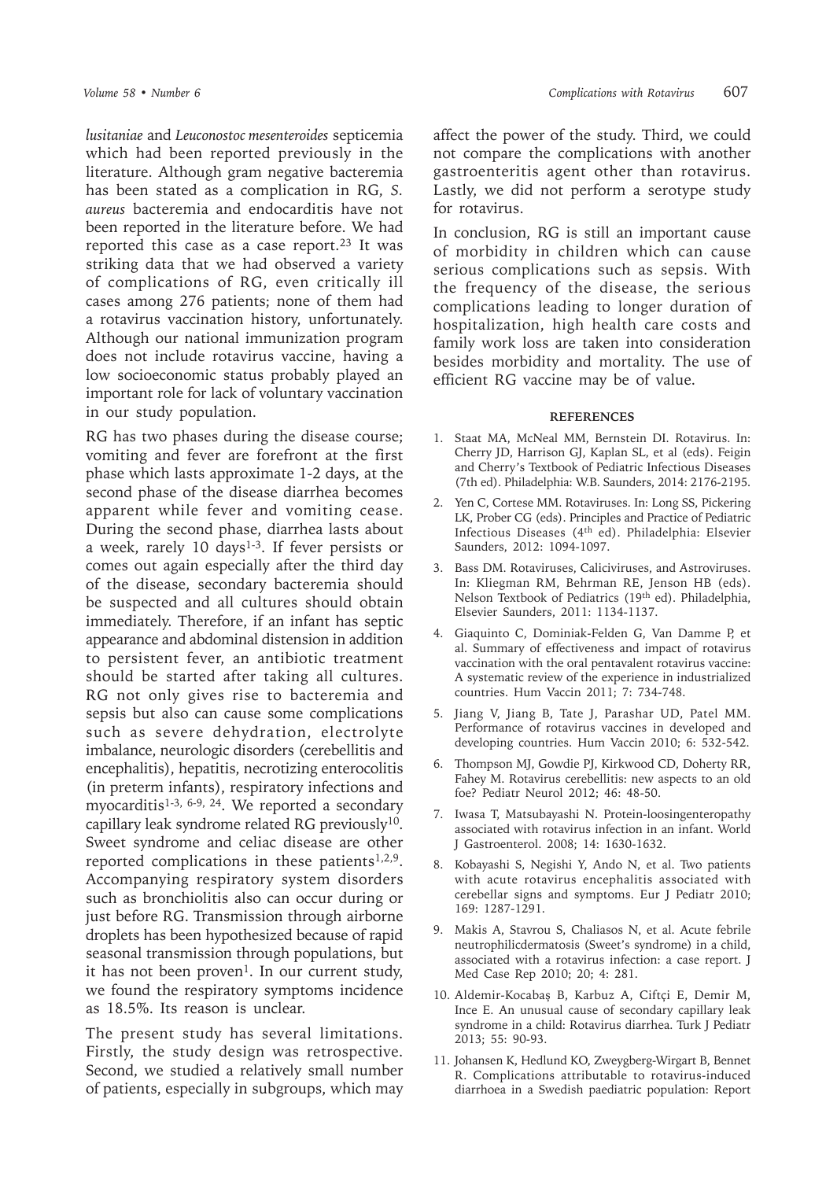*lusitaniae* and *Leuconostoc mesenteroides* septicemia which had been reported previously in the literature. Although gram negative bacteremia has been stated as a complication in RG, *S. aureus* bacteremia and endocarditis have not been reported in the literature before. We had reported this case as a case report.[23] It was striking data that we had observed a variety of complications of RG, even critically ill cases among 276 patients; none of them had a rotavirus vaccination history, unfortunately. Although our national immunization program does not include rotavirus vaccine, having a low socioeconomic status probably played an important role for lack of voluntary vaccination in our study population.

RG has two phases during the disease course; vomiting and fever are forefront at the first phase which lasts approximate 1-2 days, at the second phase of the disease diarrhea becomes apparent while fever and vomiting cease. During the second phase, diarrhea lasts about a week, rarely 10 days[1-3]. If fever persists or comes out again especially after the third day of the disease, secondary bacteremia should be suspected and all cultures should obtain immediately. Therefore, if an infant has septic appearance and abdominal distension in addition to persistent fever, an antibiotic treatment should be started after taking all cultures. RG not only gives rise to bacteremia and sepsis but also can cause some complications such as severe dehydration, electrolyte imbalance, neurologic disorders (cerebellitis and encephalitis), hepatitis, necrotizing enterocolitis (in preterm infants), respiratory infections and myocarditis[1-3, 6-9, 24]. We reported a secondary capillary leak syndrome related RG previously[10]. Sweet syndrome and celiac disease are other reported complications in these patients[1,2,9]. Accompanying respiratory system disorders such as bronchiolitis also can occur during or just before RG. Transmission through airborne droplets has been hypothesized because of rapid seasonal transmission through populations, but it has not been proven[1]. In our current study, we found the respiratory symptoms incidence as 18.5%. Its reason is unclear.

The present study has several limitations. Firstly, the study design was retrospective. Second, we studied a relatively small number of patients, especially in subgroups, which may affect the power of the study. Third, we could not compare the complications with another gastroenteritis agent other than rotavirus. Lastly, we did not perform a serotype study for rotavirus.

In conclusion, RG is still an important cause of morbidity in children which can cause serious complications such as sepsis. With the frequency of the disease, the serious complications leading to longer duration of hospitalization, high health care costs and family work loss are taken into consideration besides morbidity and mortality. The use of efficient RG vaccine may be of value.

## REFERENCES

1. Staat MA, McNeal MM, Bernstein DI. Rotavirus. In: Cherry JD, Harrison GJ, Kaplan SL, et al (eds). Feigin and Cherry's Textbook of Pediatric Infectious Diseases (7th ed). Philadelphia: W.B. Saunders, 2014: 2176-2195.
2. Yen C, Cortese MM. Rotaviruses. In: Long SS, Pickering LK, Prober CG (eds). Principles and Practice of Pediatric Infectious Diseases (4th ed). Philadelphia: Elsevier Saunders, 2012: 1094-1097.
3. Bass DM. Rotaviruses, Caliciviruses, and Astroviruses. In: Kliegman RM, Behrman RE, Jenson HB (eds). Nelson Textbook of Pediatrics (19th ed). Philadelphia, Elsevier Saunders, 2011: 1134-1137.
4. Giaquinto C, Dominiak-Felden G, Van Damme P, et al. Summary of effectiveness and impact of rotavirus vaccination with the oral pentavalent rotavirus vaccine: A systematic review of the experience in industrialized countries. Hum Vaccin 2011; 7: 734-748.
5. Jiang V, Jiang B, Tate J, Parashar UD, Patel MM. Performance of rotavirus vaccines in developed and developing countries. Hum Vaccin 2010; 6: 532-542.
6. Thompson MJ, Gowdie PJ, Kirkwood CD, Doherty RR, Fahey M. Rotavirus cerebellitis: new aspects to an old foe? Pediatr Neurol 2012; 46: 48-50.
7. Iwasa T, Matsubayashi N. Protein-loosingenteropathy associated with rotavirus infection in an infant. World J Gastroenterol. 2008; 14: 1630-1632.
8. Kobayashi S, Negishi Y, Ando N, et al. Two patients with acute rotavirus encephalitis associated with cerebellar signs and symptoms. Eur J Pediatr 2010; 169: 1287-1291.
9. Makis A, Stavrou S, Chaliasos N, et al. Acute febrile neutrophilicdermatosis (Sweet's syndrome) in a child, associated with a rotavirus infection: a case report. J Med Case Rep 2010; 20; 4: 281.
10. Aldemir-Kocabaş B, Karbuz A, Ciftçi E, Demir M, Ince E. An unusual cause of secondary capillary leak syndrome in a child: Rotavirus diarrhea. Turk J Pediatr 2013; 55: 90-93.
11. Johansen K, Hedlund KO, Zweygberg-Wirgart B, Bennet R. Complications attributable to rotavirus-induced diarrhoea in a Swedish paediatric population: Report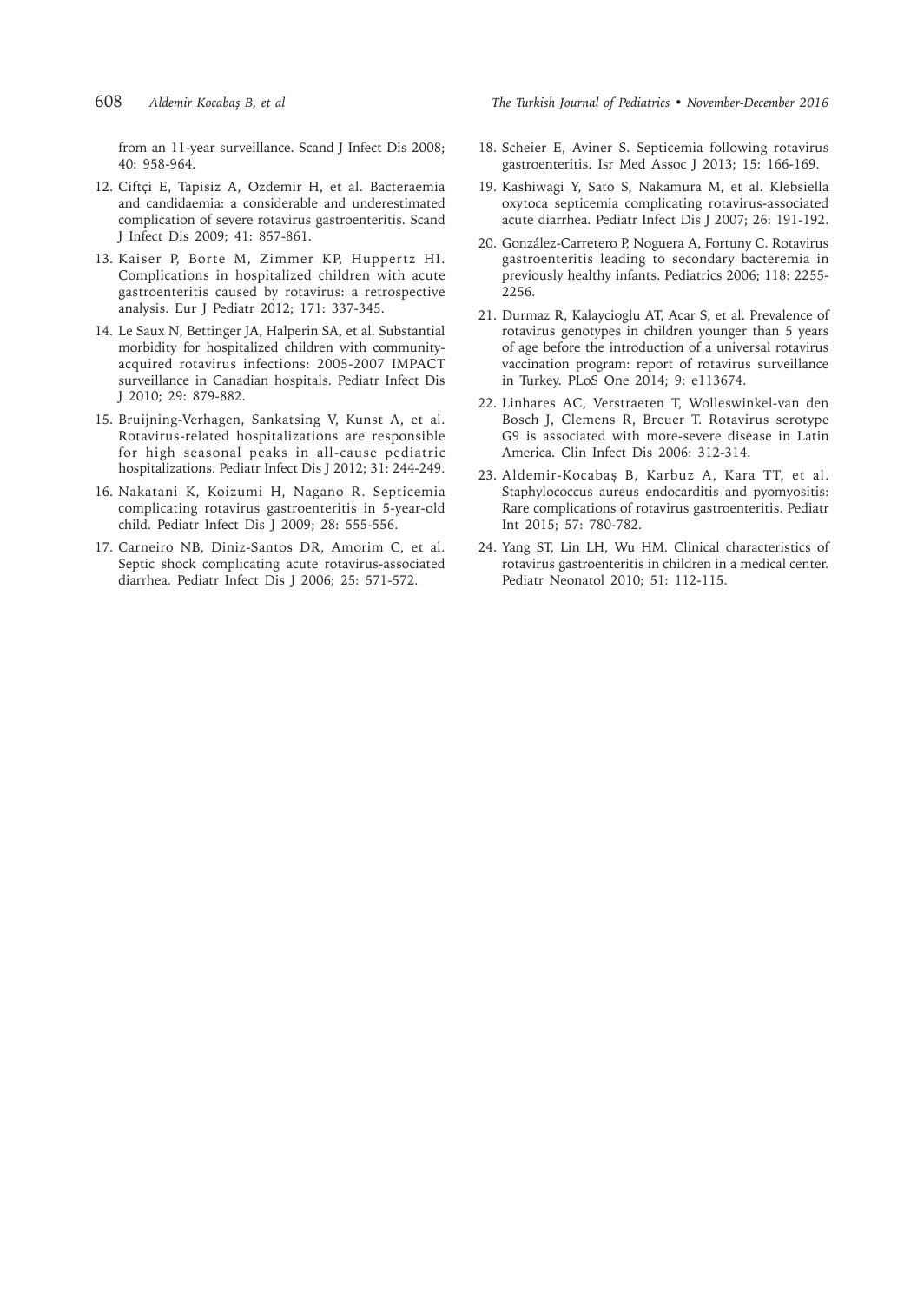from an 11-year surveillance. Scand J Infect Dis 2008; 40: 958-964.

12. Ciftçi E, Tapisiz A, Ozdemir H, et al. Bacteraemia and candidaemia: a considerable and underestimated complication of severe rotavirus gastroenteritis. Scand J Infect Dis 2009; 41: 857-861.
13. Kaiser P, Borte M, Zimmer KP, Huppertz HI. Complications in hospitalized children with acute gastroenteritis caused by rotavirus: a retrospective analysis. Eur J Pediatr 2012; 171: 337-345.
14. Le Saux N, Bettinger JA, Halperin SA, et al. Substantial morbidity for hospitalized children with community-acquired rotavirus infections: 2005-2007 IMPACT surveillance in Canadian hospitals. Pediatr Infect Dis J 2010; 29: 879-882.
15. Bruijning-Verhagen, Sankatsing V, Kunst A, et al. Rotavirus-related hospitalizations are responsible for high seasonal peaks in all-cause pediatric hospitalizations. Pediatr Infect Dis J 2012; 31: 244-249.
16. Nakatani K, Koizumi H, Nagano R. Septicemia complicating rotavirus gastroenteritis in 5-year-old child. Pediatr Infect Dis J 2009; 28: 555-556.
17. Carneiro NB, Diniz-Santos DR, Amorim C, et al. Septic shock complicating acute rotavirus-associated diarrhea. Pediatr Infect Dis J 2006; 25: 571-572.
18. Scheier E, Aviner S. Septicemia following rotavirus gastroenteritis. Isr Med Assoc J 2013; 15: 166-169.
19. Kashiwagi Y, Sato S, Nakamura M, et al. Klebsiella oxytoca septicemia complicating rotavirus-associated acute diarrhea. Pediatr Infect Dis J 2007; 26: 191-192.
20. González-Carretero P, Noguera A, Fortuny C. Rotavirus gastroenteritis leading to secondary bacteremia in previously healthy infants. Pediatrics 2006; 118: 2255-2256.
21. Durmaz R, Kalaycioglu AT, Acar S, et al. Prevalence of rotavirus genotypes in children younger than 5 years of age before the introduction of a universal rotavirus vaccination program: report of rotavirus surveillance in Turkey. PLoS One 2014; 9: e113674.
22. Linhares AC, Verstraeten T, Wolleswinkel-van den Bosch J, Clemens R, Breuer T. Rotavirus serotype G9 is associated with more-severe disease in Latin America. Clin Infect Dis 2006: 312-314.
23. Aldemir-Kocabaş B, Karbuz A, Kara TT, et al. Staphylococcus aureus endocarditis and pyomyositis: Rare complications of rotavirus gastroenteritis. Pediatr Int 2015; 57: 780-782.
24. Yang ST, Lin LH, Wu HM. Clinical characteristics of rotavirus gastroenteritis in children in a medical center. Pediatr Neonatol 2010; 51: 112-115.